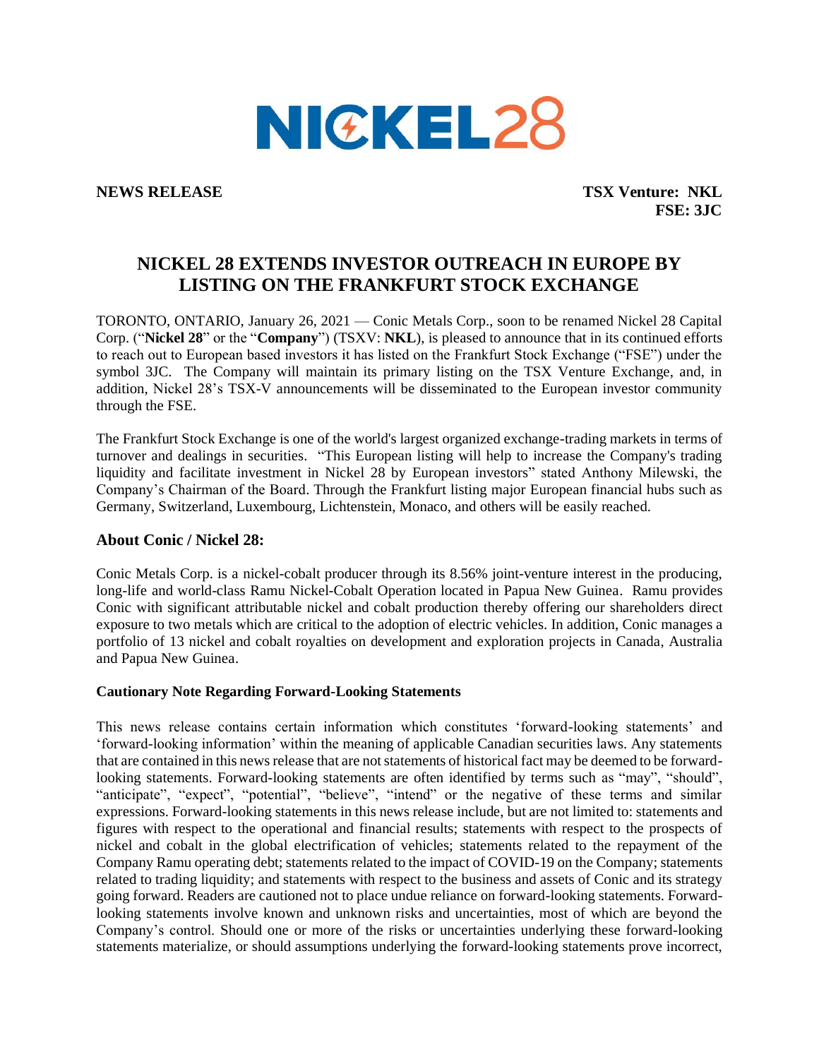NICKEL28

**NEWS RELEASE** **TSX Venture: NKL**
**FSE: 3JC**

# NICKEL 28 EXTENDS INVESTOR OUTREACH IN EUROPE BY LISTING ON THE FRANKFURT STOCK EXCHANGE

TORONTO, ONTARIO, January 26, 2021 — Conic Metals Corp., soon to be renamed Nickel 28 Capital Corp. ("**Nickel 28**" or the "**Company**") (TSXV: **NKL**), is pleased to announce that in its continued efforts to reach out to European based investors it has listed on the Frankfurt Stock Exchange ("FSE") under the symbol 3JC. The Company will maintain its primary listing on the TSX Venture Exchange, and, in addition, Nickel 28's TSX-V announcements will be disseminated to the European investor community through the FSE.

The Frankfurt Stock Exchange is one of the world's largest organized exchange-trading markets in terms of turnover and dealings in securities. "This European listing will help to increase the Company's trading liquidity and facilitate investment in Nickel 28 by European investors" stated Anthony Milewski, the Company's Chairman of the Board. Through the Frankfurt listing major European financial hubs such as Germany, Switzerland, Luxembourg, Lichtenstein, Monaco, and others will be easily reached.

## About Conic / Nickel 28:

Conic Metals Corp. is a nickel-cobalt producer through its 8.56% joint-venture interest in the producing, long-life and world-class Ramu Nickel-Cobalt Operation located in Papua New Guinea. Ramu provides Conic with significant attributable nickel and cobalt production thereby offering our shareholders direct exposure to two metals which are critical to the adoption of electric vehicles. In addition, Conic manages a portfolio of 13 nickel and cobalt royalties on development and exploration projects in Canada, Australia and Papua New Guinea.

### Cautionary Note Regarding Forward-Looking Statements

This news release contains certain information which constitutes 'forward-looking statements' and 'forward-looking information' within the meaning of applicable Canadian securities laws. Any statements that are contained in this news release that are not statements of historical fact may be deemed to be forward-looking statements. Forward-looking statements are often identified by terms such as "may", "should", "anticipate", "expect", "potential", "believe", "intend" or the negative of these terms and similar expressions. Forward-looking statements in this news release include, but are not limited to: statements and figures with respect to the operational and financial results; statements with respect to the prospects of nickel and cobalt in the global electrification of vehicles; statements related to the repayment of the Company Ramu operating debt; statements related to the impact of COVID-19 on the Company; statements related to trading liquidity; and statements with respect to the business and assets of Conic and its strategy going forward. Readers are cautioned not to place undue reliance on forward-looking statements. Forward-looking statements involve known and unknown risks and uncertainties, most of which are beyond the Company's control. Should one or more of the risks or uncertainties underlying these forward-looking statements materialize, or should assumptions underlying the forward-looking statements prove incorrect,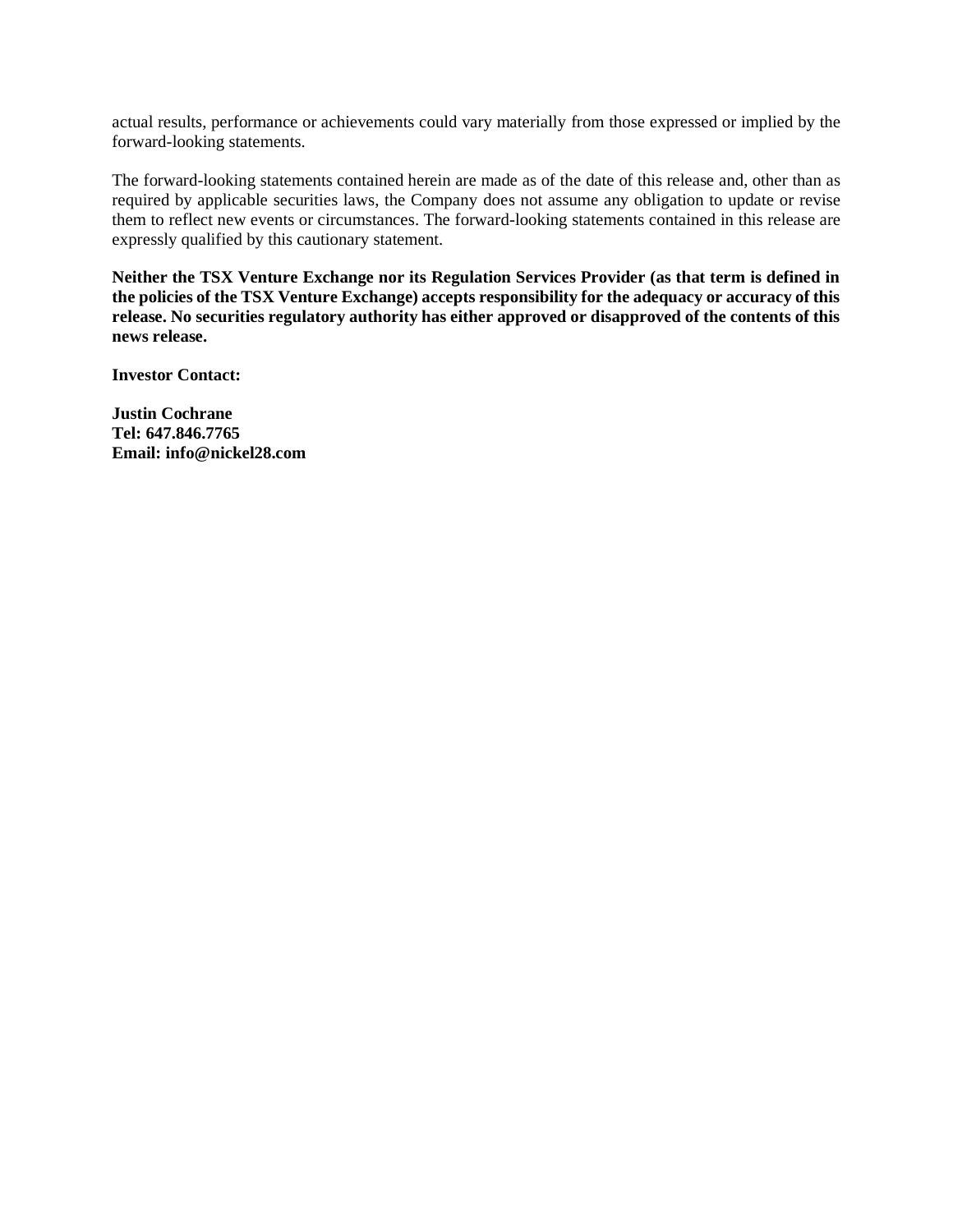actual results, performance or achievements could vary materially from those expressed or implied by the forward-looking statements.

The forward-looking statements contained herein are made as of the date of this release and, other than as required by applicable securities laws, the Company does not assume any obligation to update or revise them to reflect new events or circumstances. The forward-looking statements contained in this release are expressly qualified by this cautionary statement.

**Neither the TSX Venture Exchange nor its Regulation Services Provider (as that term is defined in the policies of the TSX Venture Exchange) accepts responsibility for the adequacy or accuracy of this release. No securities regulatory authority has either approved or disapproved of the contents of this news release.**

**Investor Contact:**

**Justin Cochrane**
**Tel: 647.846.7765**
**Email: info@nickel28.com**